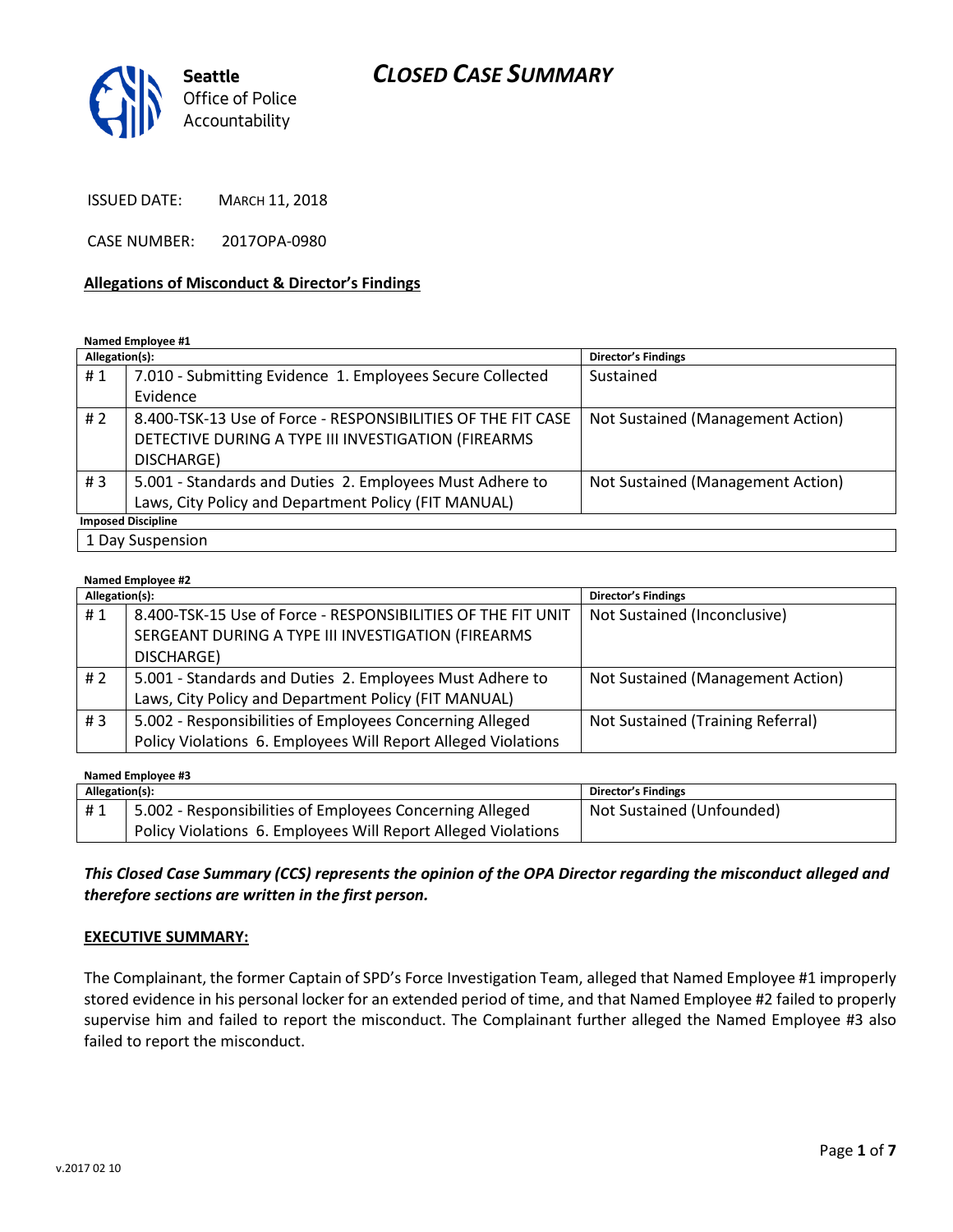Seattle Office of Police Accountability

# CLOSED CASE SUMMARY

ISSUED DATE: MARCH 11, 2018

CASE NUMBER: 2017OPA-0980

**Allegations of Misconduct & Director's Findings**

**Named Employee #1**

| Allegation(s): | | Director's Findings |
|---|---|---|
| # 1 | 7.010 - Submitting Evidence 1. Employees Secure Collected Evidence | Sustained |
| # 2 | 8.400-TSK-13 Use of Force - RESPONSIBILITIES OF THE FIT CASE DETECTIVE DURING A TYPE III INVESTIGATION (FIREARMS DISCHARGE) | Not Sustained (Management Action) |
| # 3 | 5.001 - Standards and Duties 2. Employees Must Adhere to Laws, City Policy and Department Policy (FIT MANUAL) | Not Sustained (Management Action) |
| **Imposed Discipline** | | |
| 1 Day Suspension | | |

**Named Employee #2**

| Allegation(s): | | Director's Findings |
|---|---|---|
| # 1 | 8.400-TSK-15 Use of Force - RESPONSIBILITIES OF THE FIT UNIT SERGEANT DURING A TYPE III INVESTIGATION (FIREARMS DISCHARGE) | Not Sustained (Inconclusive) |
| # 2 | 5.001 - Standards and Duties 2. Employees Must Adhere to Laws, City Policy and Department Policy (FIT MANUAL) | Not Sustained (Management Action) |
| # 3 | 5.002 - Responsibilities of Employees Concerning Alleged Policy Violations 6. Employees Will Report Alleged Violations | Not Sustained (Training Referral) |

**Named Employee #3**

| Allegation(s): | | Director's Findings |
|---|---|---|
| # 1 | 5.002 - Responsibilities of Employees Concerning Alleged Policy Violations 6. Employees Will Report Alleged Violations | Not Sustained (Unfounded) |

***This Closed Case Summary (CCS) represents the opinion of the OPA Director regarding the misconduct alleged and therefore sections are written in the first person.***

**EXECUTIVE SUMMARY:**

The Complainant, the former Captain of SPD's Force Investigation Team, alleged that Named Employee #1 improperly stored evidence in his personal locker for an extended period of time, and that Named Employee #2 failed to properly supervise him and failed to report the misconduct. The Complainant further alleged the Named Employee #3 also failed to report the misconduct.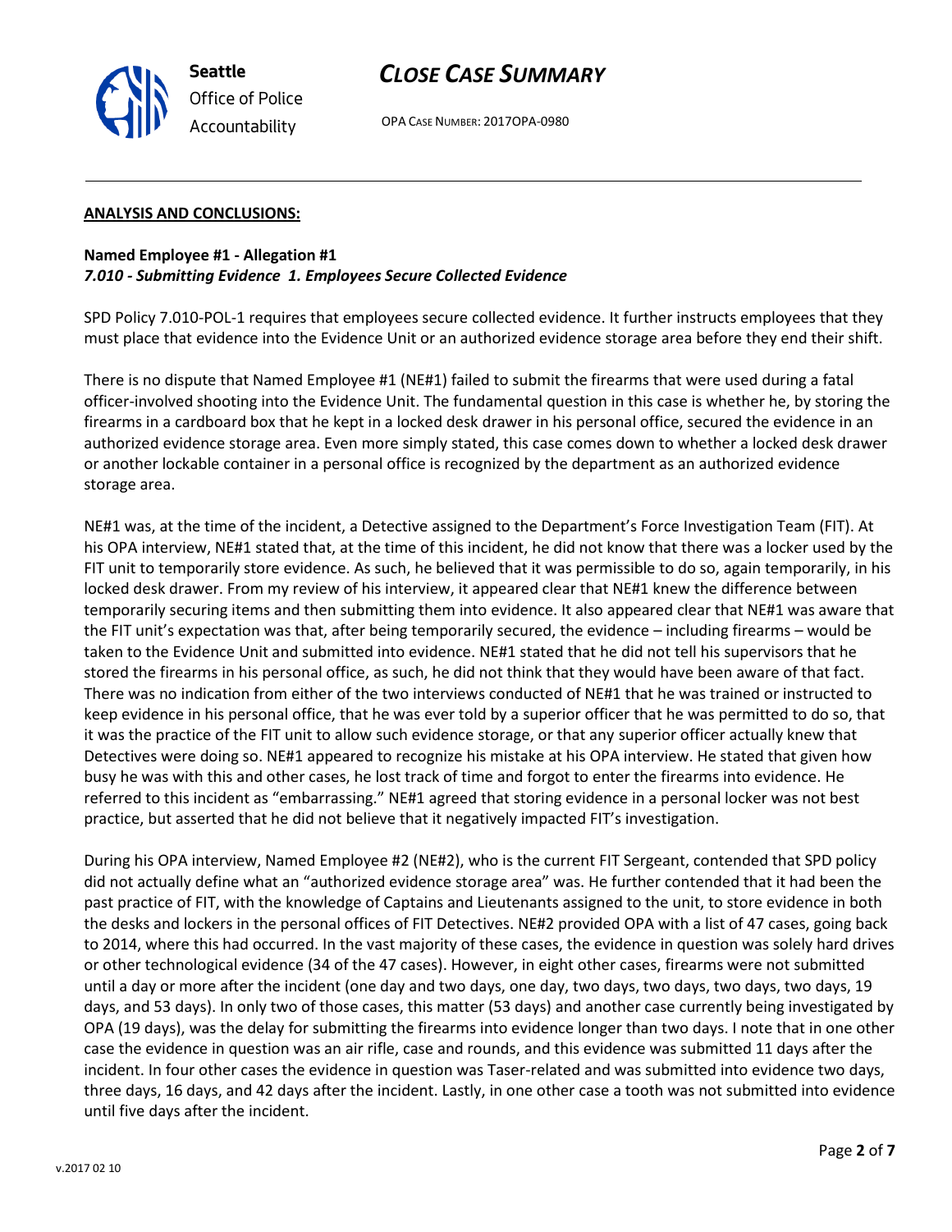## ANALYSIS AND CONCLUSIONS:

**Named Employee #1 - Allegation #1**
***7.010 - Submitting Evidence 1. Employees Secure Collected Evidence***

SPD Policy 7.010-POL-1 requires that employees secure collected evidence. It further instructs employees that they must place that evidence into the Evidence Unit or an authorized evidence storage area before they end their shift.

There is no dispute that Named Employee #1 (NE#1) failed to submit the firearms that were used during a fatal officer-involved shooting into the Evidence Unit. The fundamental question in this case is whether he, by storing the firearms in a cardboard box that he kept in a locked desk drawer in his personal office, secured the evidence in an authorized evidence storage area. Even more simply stated, this case comes down to whether a locked desk drawer or another lockable container in a personal office is recognized by the department as an authorized evidence storage area.

NE#1 was, at the time of the incident, a Detective assigned to the Department's Force Investigation Team (FIT). At his OPA interview, NE#1 stated that, at the time of this incident, he did not know that there was a locker used by the FIT unit to temporarily store evidence. As such, he believed that it was permissible to do so, again temporarily, in his locked desk drawer. From my review of his interview, it appeared clear that NE#1 knew the difference between temporarily securing items and then submitting them into evidence. It also appeared clear that NE#1 was aware that the FIT unit's expectation was that, after being temporarily secured, the evidence – including firearms – would be taken to the Evidence Unit and submitted into evidence. NE#1 stated that he did not tell his supervisors that he stored the firearms in his personal office, as such, he did not think that they would have been aware of that fact. There was no indication from either of the two interviews conducted of NE#1 that he was trained or instructed to keep evidence in his personal office, that he was ever told by a superior officer that he was permitted to do so, that it was the practice of the FIT unit to allow such evidence storage, or that any superior officer actually knew that Detectives were doing so. NE#1 appeared to recognize his mistake at his OPA interview. He stated that given how busy he was with this and other cases, he lost track of time and forgot to enter the firearms into evidence. He referred to this incident as "embarrassing." NE#1 agreed that storing evidence in a personal locker was not best practice, but asserted that he did not believe that it negatively impacted FIT's investigation.

During his OPA interview, Named Employee #2 (NE#2), who is the current FIT Sergeant, contended that SPD policy did not actually define what an "authorized evidence storage area" was. He further contended that it had been the past practice of FIT, with the knowledge of Captains and Lieutenants assigned to the unit, to store evidence in both the desks and lockers in the personal offices of FIT Detectives. NE#2 provided OPA with a list of 47 cases, going back to 2014, where this had occurred. In the vast majority of these cases, the evidence in question was solely hard drives or other technological evidence (34 of the 47 cases). However, in eight other cases, firearms were not submitted until a day or more after the incident (one day and two days, one day, two days, two days, two days, two days, 19 days, and 53 days). In only two of those cases, this matter (53 days) and another case currently being investigated by OPA (19 days), was the delay for submitting the firearms into evidence longer than two days. I note that in one other case the evidence in question was an air rifle, case and rounds, and this evidence was submitted 11 days after the incident. In four other cases the evidence in question was Taser-related and was submitted into evidence two days, three days, 16 days, and 42 days after the incident. Lastly, in one other case a tooth was not submitted into evidence until five days after the incident.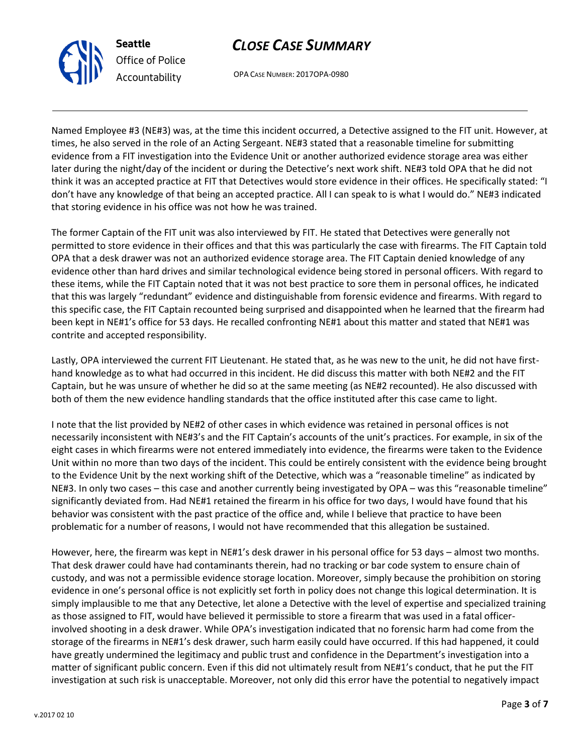Named Employee #3 (NE#3) was, at the time this incident occurred, a Detective assigned to the FIT unit. However, at times, he also served in the role of an Acting Sergeant. NE#3 stated that a reasonable timeline for submitting evidence from a FIT investigation into the Evidence Unit or another authorized evidence storage area was either later during the night/day of the incident or during the Detective's next work shift. NE#3 told OPA that he did not think it was an accepted practice at FIT that Detectives would store evidence in their offices. He specifically stated: "I don't have any knowledge of that being an accepted practice. All I can speak to is what I would do." NE#3 indicated that storing evidence in his office was not how he was trained.

The former Captain of the FIT unit was also interviewed by FIT. He stated that Detectives were generally not permitted to store evidence in their offices and that this was particularly the case with firearms. The FIT Captain told OPA that a desk drawer was not an authorized evidence storage area. The FIT Captain denied knowledge of any evidence other than hard drives and similar technological evidence being stored in personal officers. With regard to these items, while the FIT Captain noted that it was not best practice to sore them in personal offices, he indicated that this was largely "redundant" evidence and distinguishable from forensic evidence and firearms. With regard to this specific case, the FIT Captain recounted being surprised and disappointed when he learned that the firearm had been kept in NE#1's office for 53 days. He recalled confronting NE#1 about this matter and stated that NE#1 was contrite and accepted responsibility.

Lastly, OPA interviewed the current FIT Lieutenant. He stated that, as he was new to the unit, he did not have first-hand knowledge as to what had occurred in this incident. He did discuss this matter with both NE#2 and the FIT Captain, but he was unsure of whether he did so at the same meeting (as NE#2 recounted). He also discussed with both of them the new evidence handling standards that the office instituted after this case came to light.

I note that the list provided by NE#2 of other cases in which evidence was retained in personal offices is not necessarily inconsistent with NE#3's and the FIT Captain's accounts of the unit's practices. For example, in six of the eight cases in which firearms were not entered immediately into evidence, the firearms were taken to the Evidence Unit within no more than two days of the incident. This could be entirely consistent with the evidence being brought to the Evidence Unit by the next working shift of the Detective, which was a "reasonable timeline" as indicated by NE#3. In only two cases – this case and another currently being investigated by OPA – was this "reasonable timeline" significantly deviated from. Had NE#1 retained the firearm in his office for two days, I would have found that his behavior was consistent with the past practice of the office and, while I believe that practice to have been problematic for a number of reasons, I would not have recommended that this allegation be sustained.

However, here, the firearm was kept in NE#1's desk drawer in his personal office for 53 days – almost two months. That desk drawer could have had contaminants therein, had no tracking or bar code system to ensure chain of custody, and was not a permissible evidence storage location. Moreover, simply because the prohibition on storing evidence in one's personal office is not explicitly set forth in policy does not change this logical determination. It is simply implausible to me that any Detective, let alone a Detective with the level of expertise and specialized training as those assigned to FIT, would have believed it permissible to store a firearm that was used in a fatal officer-involved shooting in a desk drawer. While OPA's investigation indicated that no forensic harm had come from the storage of the firearms in NE#1's desk drawer, such harm easily could have occurred. If this had happened, it could have greatly undermined the legitimacy and public trust and confidence in the Department's investigation into a matter of significant public concern. Even if this did not ultimately result from NE#1's conduct, that he put the FIT investigation at such risk is unacceptable. Moreover, not only did this error have the potential to negatively impact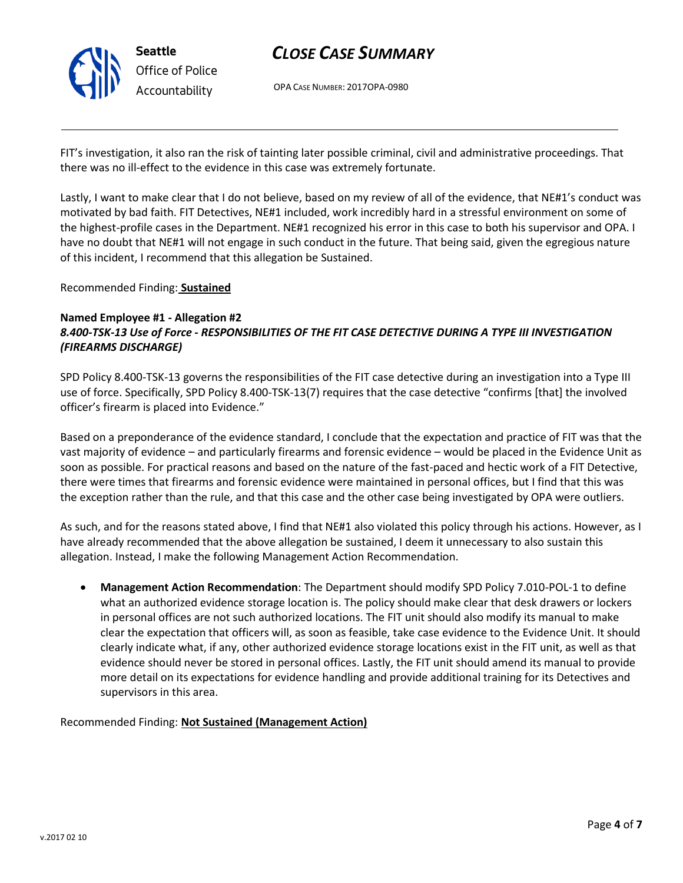FIT's investigation, it also ran the risk of tainting later possible criminal, civil and administrative proceedings. That there was no ill-effect to the evidence in this case was extremely fortunate.

Lastly, I want to make clear that I do not believe, based on my review of all of the evidence, that NE#1's conduct was motivated by bad faith. FIT Detectives, NE#1 included, work incredibly hard in a stressful environment on some of the highest-profile cases in the Department. NE#1 recognized his error in this case to both his supervisor and OPA. I have no doubt that NE#1 will not engage in such conduct in the future. That being said, given the egregious nature of this incident, I recommend that this allegation be Sustained.

Recommended Finding: **Sustained**

**Named Employee #1 - Allegation #2**
***8.400-TSK-13 Use of Force - RESPONSIBILITIES OF THE FIT CASE DETECTIVE DURING A TYPE III INVESTIGATION (FIREARMS DISCHARGE)***

SPD Policy 8.400-TSK-13 governs the responsibilities of the FIT case detective during an investigation into a Type III use of force. Specifically, SPD Policy 8.400-TSK-13(7) requires that the case detective "confirms [that] the involved officer's firearm is placed into Evidence."

Based on a preponderance of the evidence standard, I conclude that the expectation and practice of FIT was that the vast majority of evidence – and particularly firearms and forensic evidence – would be placed in the Evidence Unit as soon as possible. For practical reasons and based on the nature of the fast-paced and hectic work of a FIT Detective, there were times that firearms and forensic evidence were maintained in personal offices, but I find that this was the exception rather than the rule, and that this case and the other case being investigated by OPA were outliers.

As such, and for the reasons stated above, I find that NE#1 also violated this policy through his actions. However, as I have already recommended that the above allegation be sustained, I deem it unnecessary to also sustain this allegation. Instead, I make the following Management Action Recommendation.

- **Management Action Recommendation**: The Department should modify SPD Policy 7.010-POL-1 to define what an authorized evidence storage location is. The policy should make clear that desk drawers or lockers in personal offices are not such authorized locations. The FIT unit should also modify its manual to make clear the expectation that officers will, as soon as feasible, take case evidence to the Evidence Unit. It should clearly indicate what, if any, other authorized evidence storage locations exist in the FIT unit, as well as that evidence should never be stored in personal offices. Lastly, the FIT unit should amend its manual to provide more detail on its expectations for evidence handling and provide additional training for its Detectives and supervisors in this area.

Recommended Finding: **Not Sustained (Management Action)**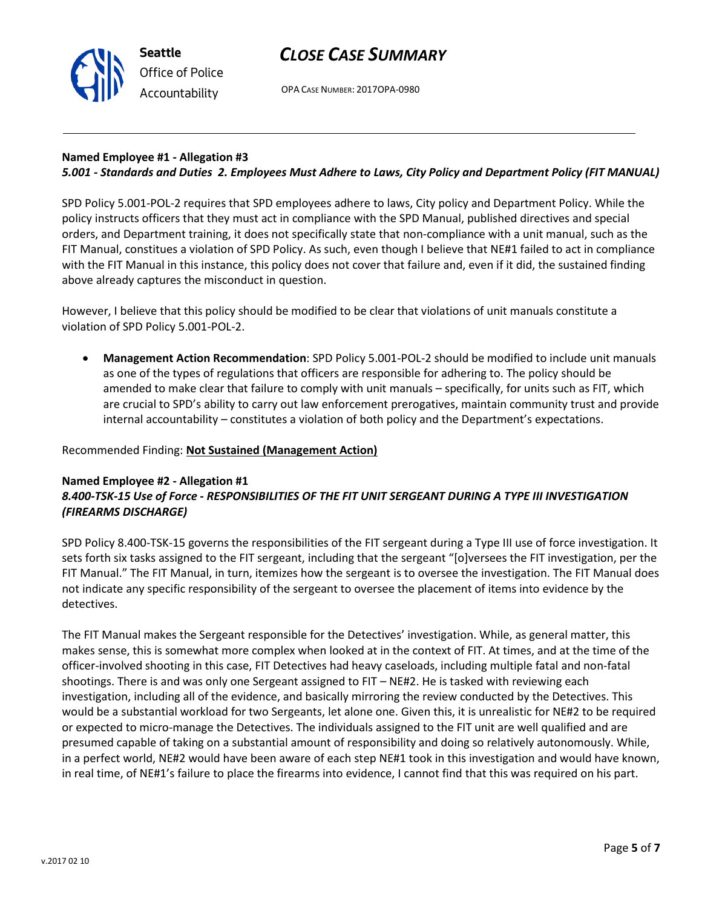**Named Employee #1 - Allegation #3**
***5.001 - Standards and Duties 2. Employees Must Adhere to Laws, City Policy and Department Policy (FIT MANUAL)***

SPD Policy 5.001-POL-2 requires that SPD employees adhere to laws, City policy and Department Policy. While the policy instructs officers that they must act in compliance with the SPD Manual, published directives and special orders, and Department training, it does not specifically state that non-compliance with a unit manual, such as the FIT Manual, constitutes a violation of SPD Policy. As such, even though I believe that NE#1 failed to act in compliance with the FIT Manual in this instance, this policy does not cover that failure and, even if it did, the sustained finding above already captures the misconduct in question.

However, I believe that this policy should be modified to be clear that violations of unit manuals constitute a violation of SPD Policy 5.001-POL-2.

- **Management Action Recommendation**: SPD Policy 5.001-POL-2 should be modified to include unit manuals as one of the types of regulations that officers are responsible for adhering to. The policy should be amended to make clear that failure to comply with unit manuals – specifically, for units such as FIT, which are crucial to SPD's ability to carry out law enforcement prerogatives, maintain community trust and provide internal accountability – constitutes a violation of both policy and the Department's expectations.

Recommended Finding: **Not Sustained (Management Action)**

**Named Employee #2 - Allegation #1**
***8.400-TSK-15 Use of Force - RESPONSIBILITIES OF THE FIT UNIT SERGEANT DURING A TYPE III INVESTIGATION (FIREARMS DISCHARGE)***

SPD Policy 8.400-TSK-15 governs the responsibilities of the FIT sergeant during a Type III use of force investigation. It sets forth six tasks assigned to the FIT sergeant, including that the sergeant "[o]versees the FIT investigation, per the FIT Manual." The FIT Manual, in turn, itemizes how the sergeant is to oversee the investigation. The FIT Manual does not indicate any specific responsibility of the sergeant to oversee the placement of items into evidence by the detectives.

The FIT Manual makes the Sergeant responsible for the Detectives' investigation. While, as general matter, this makes sense, this is somewhat more complex when looked at in the context of FIT. At times, and at the time of the officer-involved shooting in this case, FIT Detectives had heavy caseloads, including multiple fatal and non-fatal shootings. There is and was only one Sergeant assigned to FIT – NE#2. He is tasked with reviewing each investigation, including all of the evidence, and basically mirroring the review conducted by the Detectives. This would be a substantial workload for two Sergeants, let alone one. Given this, it is unrealistic for NE#2 to be required or expected to micro-manage the Detectives. The individuals assigned to the FIT unit are well qualified and are presumed capable of taking on a substantial amount of responsibility and doing so relatively autonomously. While, in a perfect world, NE#2 would have been aware of each step NE#1 took in this investigation and would have known, in real time, of NE#1's failure to place the firearms into evidence, I cannot find that this was required on his part.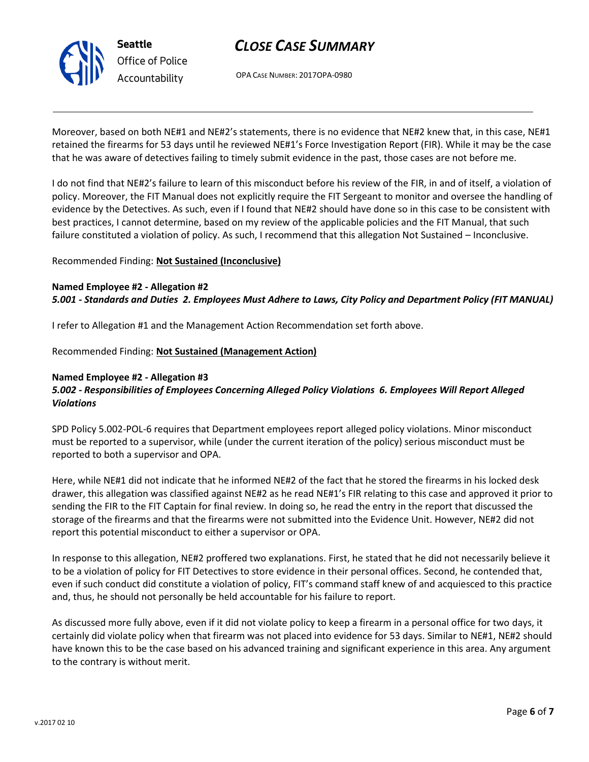Moreover, based on both NE#1 and NE#2's statements, there is no evidence that NE#2 knew that, in this case, NE#1 retained the firearms for 53 days until he reviewed NE#1's Force Investigation Report (FIR). While it may be the case that he was aware of detectives failing to timely submit evidence in the past, those cases are not before me.

I do not find that NE#2's failure to learn of this misconduct before his review of the FIR, in and of itself, a violation of policy. Moreover, the FIT Manual does not explicitly require the FIT Sergeant to monitor and oversee the handling of evidence by the Detectives. As such, even if I found that NE#2 should have done so in this case to be consistent with best practices, I cannot determine, based on my review of the applicable policies and the FIT Manual, that such failure constituted a violation of policy. As such, I recommend that this allegation Not Sustained – Inconclusive.

Recommended Finding: **Not Sustained (Inconclusive)**

**Named Employee #2 - Allegation #2**
***5.001 - Standards and Duties 2. Employees Must Adhere to Laws, City Policy and Department Policy (FIT MANUAL)***

I refer to Allegation #1 and the Management Action Recommendation set forth above.

Recommended Finding: **Not Sustained (Management Action)**

**Named Employee #2 - Allegation #3**
***5.002 - Responsibilities of Employees Concerning Alleged Policy Violations 6. Employees Will Report Alleged Violations***

SPD Policy 5.002-POL-6 requires that Department employees report alleged policy violations. Minor misconduct must be reported to a supervisor, while (under the current iteration of the policy) serious misconduct must be reported to both a supervisor and OPA.

Here, while NE#1 did not indicate that he informed NE#2 of the fact that he stored the firearms in his locked desk drawer, this allegation was classified against NE#2 as he read NE#1's FIR relating to this case and approved it prior to sending the FIR to the FIT Captain for final review. In doing so, he read the entry in the report that discussed the storage of the firearms and that the firearms were not submitted into the Evidence Unit. However, NE#2 did not report this potential misconduct to either a supervisor or OPA.

In response to this allegation, NE#2 proffered two explanations. First, he stated that he did not necessarily believe it to be a violation of policy for FIT Detectives to store evidence in their personal offices. Second, he contended that, even if such conduct did constitute a violation of policy, FIT's command staff knew of and acquiesced to this practice and, thus, he should not personally be held accountable for his failure to report.

As discussed more fully above, even if it did not violate policy to keep a firearm in a personal office for two days, it certainly did violate policy when that firearm was not placed into evidence for 53 days. Similar to NE#1, NE#2 should have known this to be the case based on his advanced training and significant experience in this area. Any argument to the contrary is without merit.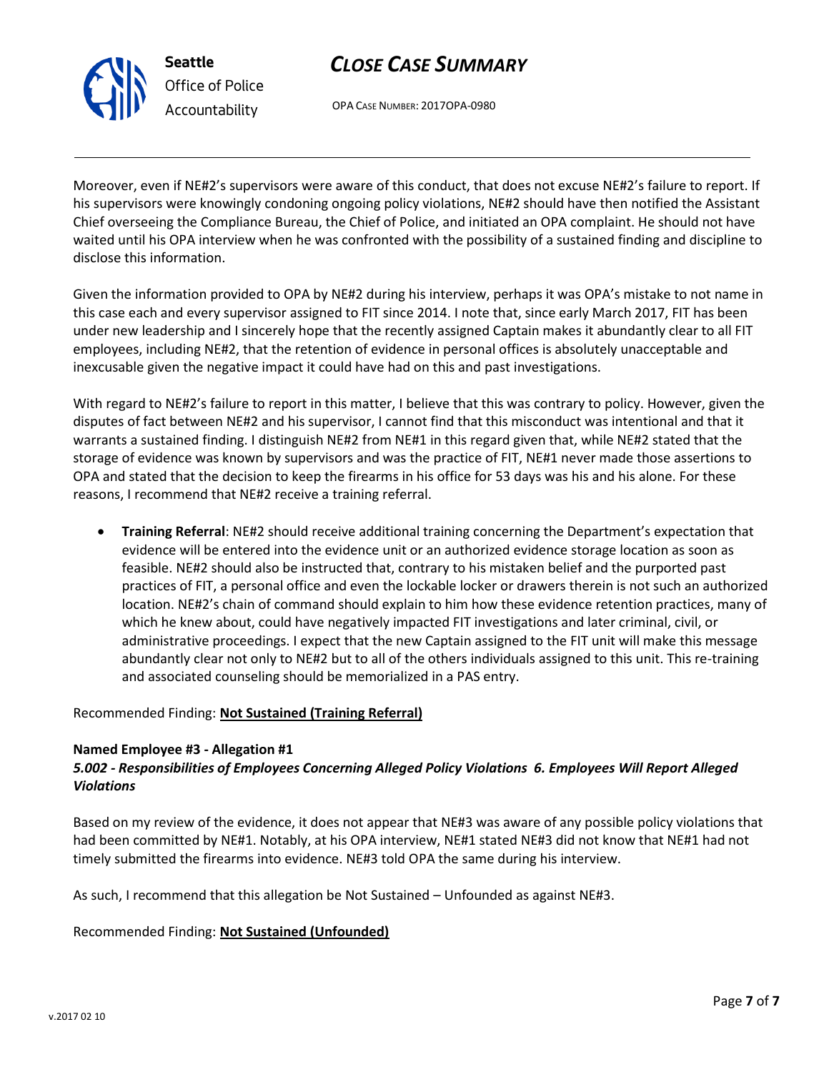Moreover, even if NE#2's supervisors were aware of this conduct, that does not excuse NE#2's failure to report. If his supervisors were knowingly condoning ongoing policy violations, NE#2 should have then notified the Assistant Chief overseeing the Compliance Bureau, the Chief of Police, and initiated an OPA complaint. He should not have waited until his OPA interview when he was confronted with the possibility of a sustained finding and discipline to disclose this information.

Given the information provided to OPA by NE#2 during his interview, perhaps it was OPA's mistake to not name in this case each and every supervisor assigned to FIT since 2014. I note that, since early March 2017, FIT has been under new leadership and I sincerely hope that the recently assigned Captain makes it abundantly clear to all FIT employees, including NE#2, that the retention of evidence in personal offices is absolutely unacceptable and inexcusable given the negative impact it could have had on this and past investigations.

With regard to NE#2's failure to report in this matter, I believe that this was contrary to policy. However, given the disputes of fact between NE#2 and his supervisor, I cannot find that this misconduct was intentional and that it warrants a sustained finding. I distinguish NE#2 from NE#1 in this regard given that, while NE#2 stated that the storage of evidence was known by supervisors and was the practice of FIT, NE#1 never made those assertions to OPA and stated that the decision to keep the firearms in his office for 53 days was his and his alone. For these reasons, I recommend that NE#2 receive a training referral.

- **Training Referral**: NE#2 should receive additional training concerning the Department's expectation that evidence will be entered into the evidence unit or an authorized evidence storage location as soon as feasible. NE#2 should also be instructed that, contrary to his mistaken belief and the purported past practices of FIT, a personal office and even the lockable locker or drawers therein is not such an authorized location. NE#2's chain of command should explain to him how these evidence retention practices, many of which he knew about, could have negatively impacted FIT investigations and later criminal, civil, or administrative proceedings. I expect that the new Captain assigned to the FIT unit will make this message abundantly clear not only to NE#2 but to all of the others individuals assigned to this unit. This re-training and associated counseling should be memorialized in a PAS entry.

Recommended Finding: **Not Sustained (Training Referral)**

**Named Employee #3 - Allegation #1**
***5.002 - Responsibilities of Employees Concerning Alleged Policy Violations 6. Employees Will Report Alleged Violations***

Based on my review of the evidence, it does not appear that NE#3 was aware of any possible policy violations that had been committed by NE#1. Notably, at his OPA interview, NE#1 stated NE#3 did not know that NE#1 had not timely submitted the firearms into evidence. NE#3 told OPA the same during his interview.

As such, I recommend that this allegation be Not Sustained – Unfounded as against NE#3.

Recommended Finding: **Not Sustained (Unfounded)**